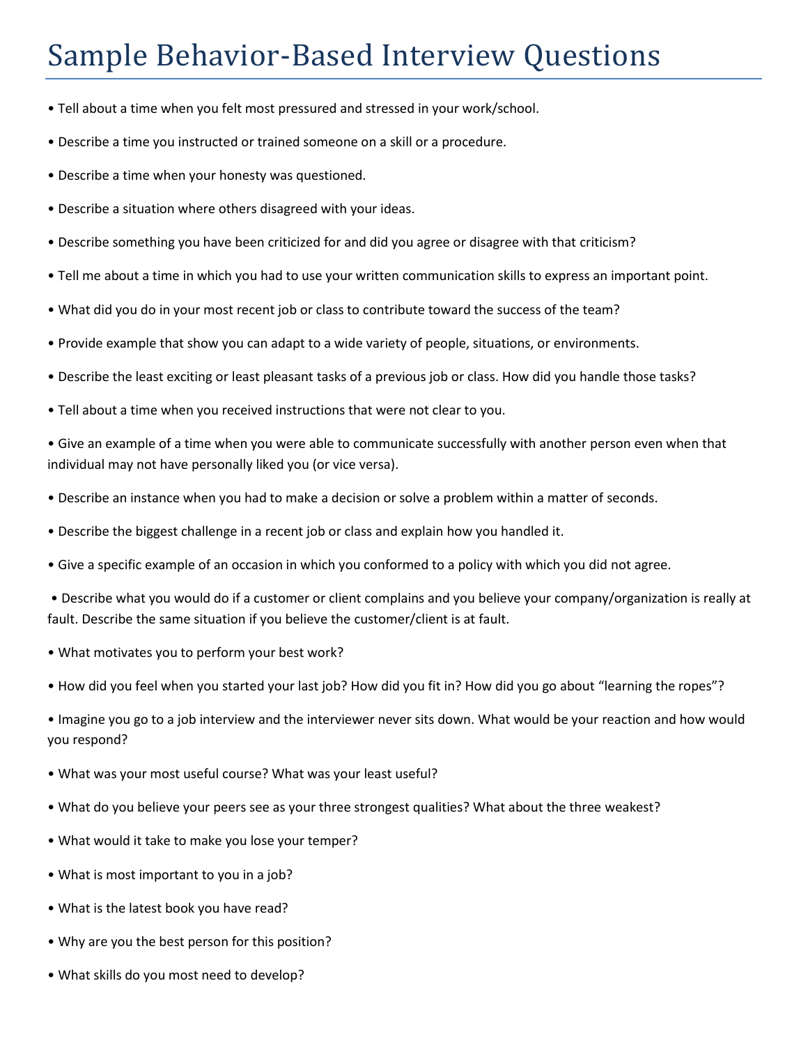# Sample Behavior-Based Interview Questions

- Tell about a time when you felt most pressured and stressed in your work/school.
- Describe a time you instructed or trained someone on a skill or a procedure.
- Describe a time when your honesty was questioned.
- Describe a situation where others disagreed with your ideas.
- Describe something you have been criticized for and did you agree or disagree with that criticism?
- Tell me about a time in which you had to use your written communication skills to express an important point.
- What did you do in your most recent job or class to contribute toward the success of the team?
- Provide example that show you can adapt to a wide variety of people, situations, or environments.
- Describe the least exciting or least pleasant tasks of a previous job or class. How did you handle those tasks?
- Tell about a time when you received instructions that were not clear to you.
- Give an example of a time when you were able to communicate successfully with another person even when that individual may not have personally liked you (or vice versa).
- Describe an instance when you had to make a decision or solve a problem within a matter of seconds.
- Describe the biggest challenge in a recent job or class and explain how you handled it.
- Give a specific example of an occasion in which you conformed to a policy with which you did not agree.
- Describe what you would do if a customer or client complains and you believe your company/organization is really at fault. Describe the same situation if you believe the customer/client is at fault.
- What motivates you to perform your best work?
- How did you feel when you started your last job? How did you fit in? How did you go about "learning the ropes"?
- Imagine you go to a job interview and the interviewer never sits down. What would be your reaction and how would you respond?
- What was your most useful course? What was your least useful?
- What do you believe your peers see as your three strongest qualities? What about the three weakest?
- What would it take to make you lose your temper?
- What is most important to you in a job?
- What is the latest book you have read?
- Why are you the best person for this position?
- What skills do you most need to develop?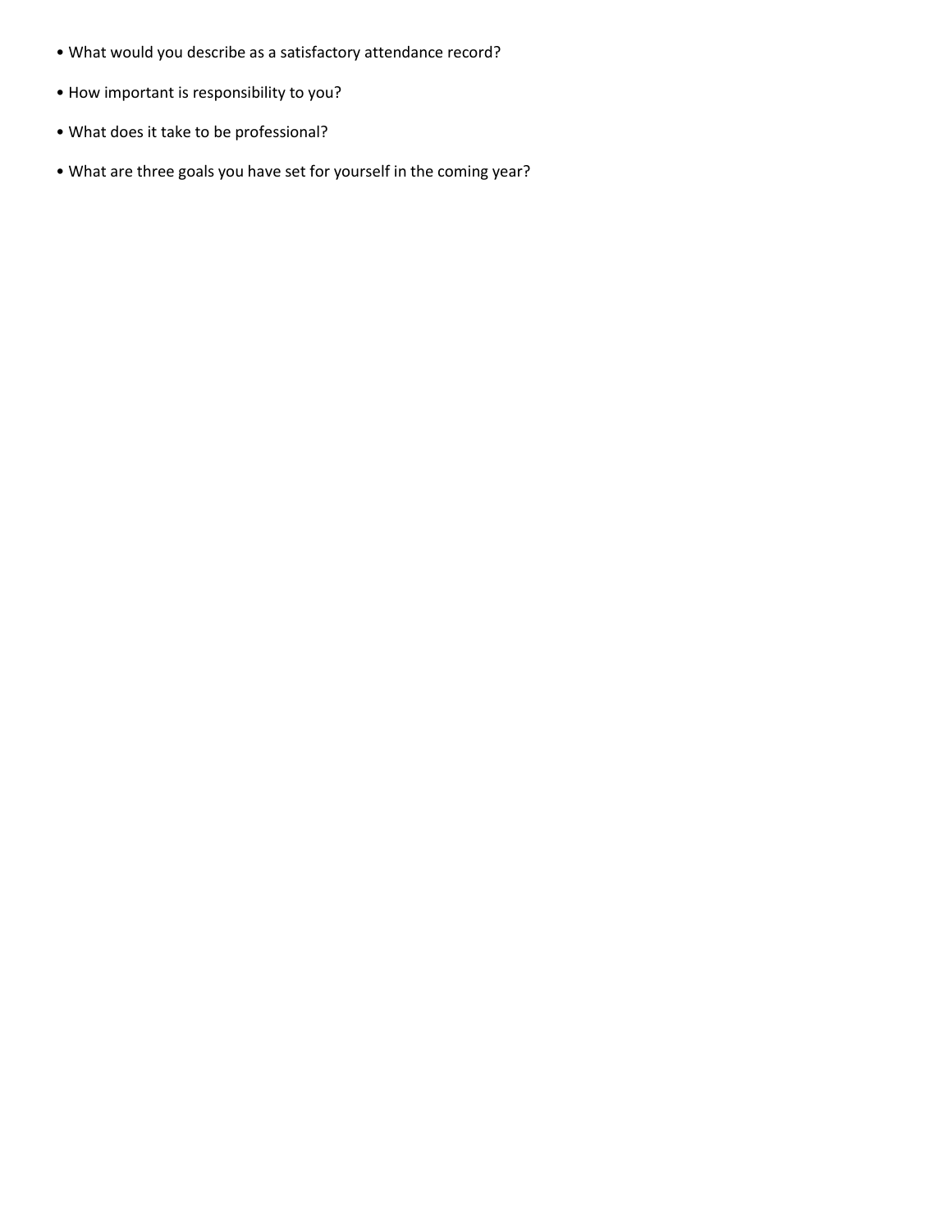- What would you describe as a satisfactory attendance record?
- How important is responsibility to you?
- What does it take to be professional?
- What are three goals you have set for yourself in the coming year?